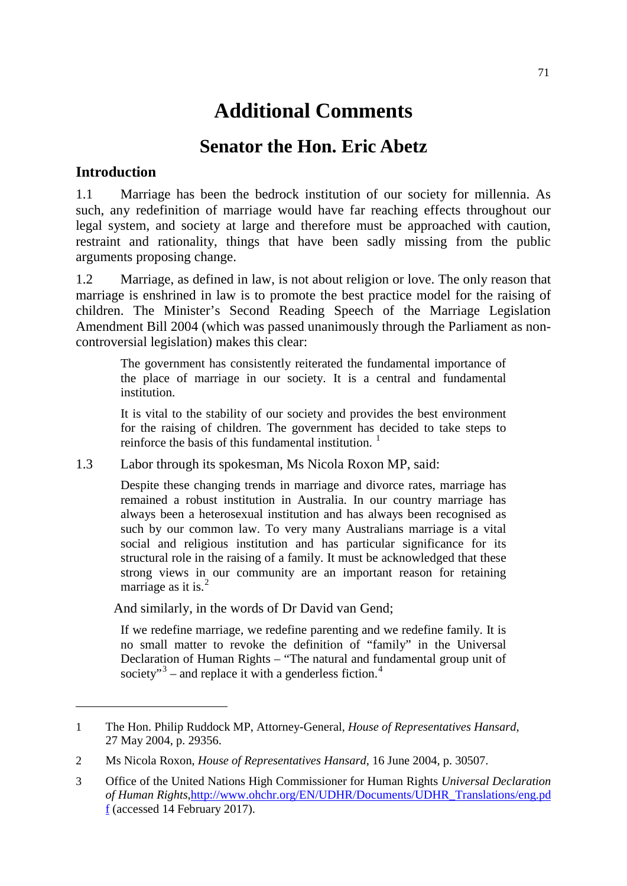# Additional Comments

## Senator the Hon. Eric Abetz

### Introduction

1.1 Marriage has been the bedrock institution of our society for millennia. As such, any redefinition of marriage would have far reaching effects throughout our legal system, and society at large and therefore must be approached with caution, restraint and rationality, things that have been sadly missing from the public arguments proposing change.

1.2 Marriage, as defined in law, is not about religion or love. The only reason that marriage is enshrined in law is to promote the best practice model for the raising of children. The Minister's Second Reading Speech of the Marriage Legislation Amendment Bill 2004 (which was passed unanimously through the Parliament as non-controversial legislation) makes this clear:

> The government has consistently reiterated the fundamental importance of the place of marriage in our society. It is a central and fundamental institution.
>
> It is vital to the stability of our society and provides the best environment for the raising of children. The government has decided to take steps to reinforce the basis of this fundamental institution. [1]

1.3 Labor through its spokesman, Ms Nicola Roxon MP, said:

> Despite these changing trends in marriage and divorce rates, marriage has remained a robust institution in Australia. In our country marriage has always been a heterosexual institution and has always been recognised as such by our common law. To very many Australians marriage is a vital social and religious institution and has particular significance for its structural role in the raising of a family. It must be acknowledged that these strong views in our community are an important reason for retaining marriage as it is.[2]

And similarly, in the words of Dr David van Gend;

> If we redefine marriage, we redefine parenting and we redefine family. It is no small matter to revoke the definition of "family" in the Universal Declaration of Human Rights – "The natural and fundamental group unit of society"[3] – and replace it with a genderless fiction.[4]

---

1 The Hon. Philip Ruddock MP, Attorney-General, *House of Representatives Hansard*, 27 May 2004, p. 29356.

2 Ms Nicola Roxon, *House of Representatives Hansard*, 16 June 2004, p. 30507.

3 Office of the United Nations High Commissioner for Human Rights *Universal Declaration of Human Rights*,http://www.ohchr.org/EN/UDHR/Documents/UDHR_Translations/eng.pdf (accessed 14 February 2017).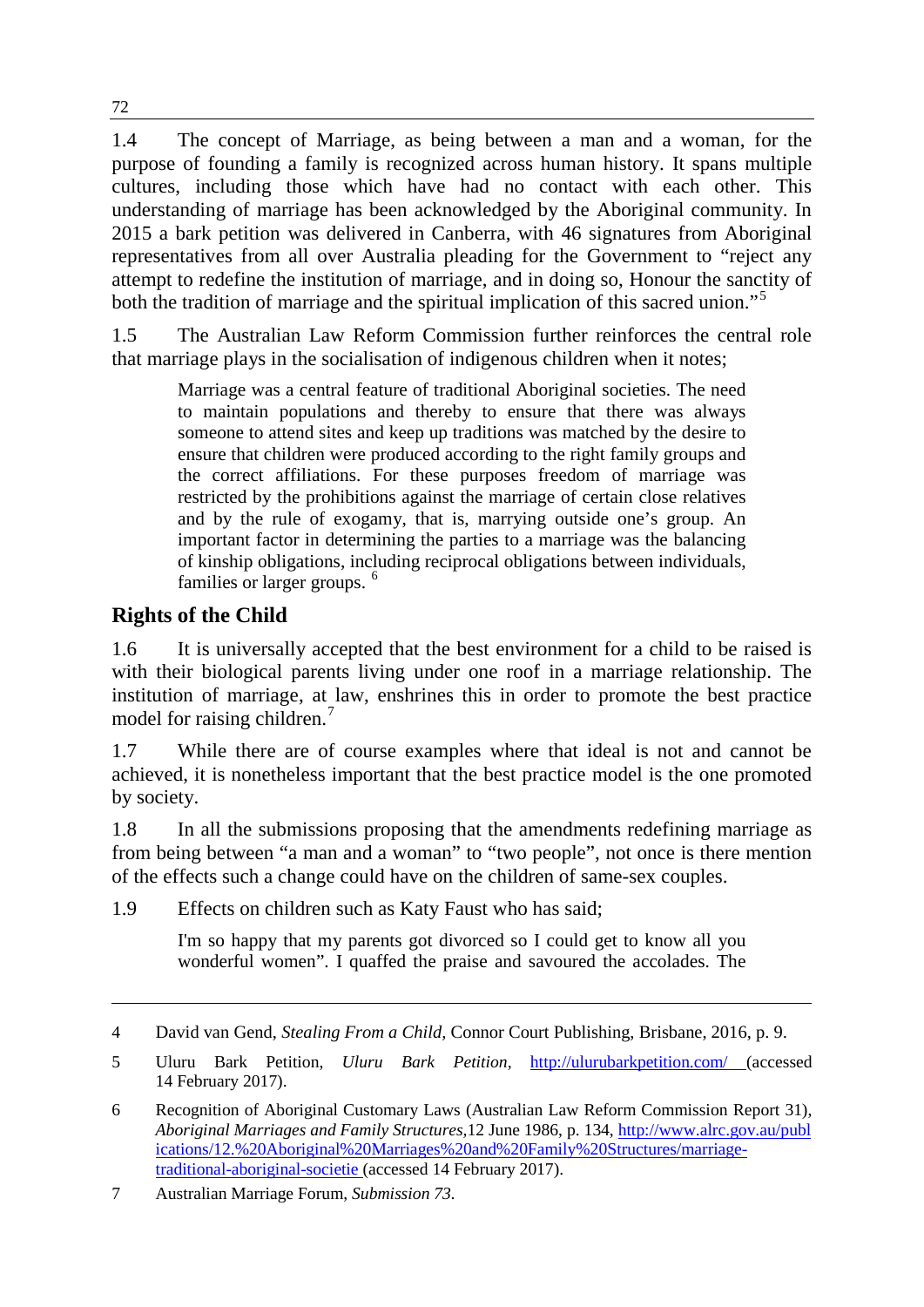1.4 The concept of Marriage, as being between a man and a woman, for the purpose of founding a family is recognized across human history. It spans multiple cultures, including those which have had no contact with each other. This understanding of marriage has been acknowledged by the Aboriginal community. In 2015 a bark petition was delivered in Canberra, with 46 signatures from Aboriginal representatives from all over Australia pleading for the Government to "reject any attempt to redefine the institution of marriage, and in doing so, Honour the sanctity of both the tradition of marriage and the spiritual implication of this sacred union."[5]

1.5 The Australian Law Reform Commission further reinforces the central role that marriage plays in the socialisation of indigenous children when it notes;

> Marriage was a central feature of traditional Aboriginal societies. The need to maintain populations and thereby to ensure that there was always someone to attend sites and keep up traditions was matched by the desire to ensure that children were produced according to the right family groups and the correct affiliations. For these purposes freedom of marriage was restricted by the prohibitions against the marriage of certain close relatives and by the rule of exogamy, that is, marrying outside one's group. An important factor in determining the parties to a marriage was the balancing of kinship obligations, including reciprocal obligations between individuals, families or larger groups. [6]

## Rights of the Child

1.6 It is universally accepted that the best environment for a child to be raised is with their biological parents living under one roof in a marriage relationship. The institution of marriage, at law, enshrines this in order to promote the best practice model for raising children.[7]

1.7 While there are of course examples where that ideal is not and cannot be achieved, it is nonetheless important that the best practice model is the one promoted by society.

1.8 In all the submissions proposing that the amendments redefining marriage as from being between "a man and a woman" to "two people", not once is there mention of the effects such a change could have on the children of same-sex couples.

1.9 Effects on children such as Katy Faust who has said;

> I'm so happy that my parents got divorced so I could get to know all you wonderful women". I quaffed the praise and savoured the accolades. The

---

4 David van Gend, *Stealing From a Child*, Connor Court Publishing, Brisbane, 2016, p. 9.

5 Uluru Bark Petition, *Uluru Bark Petition*, http://ulurubarkpetition.com/ (accessed 14 February 2017).

6 Recognition of Aboriginal Customary Laws (Australian Law Reform Commission Report 31), *Aboriginal Marriages and Family Structures*,12 June 1986, p. 134, http://www.alrc.gov.au/publications/12.%20Aboriginal%20Marriages%20and%20Family%20Structures/marriage-traditional-aboriginal-societie (accessed 14 February 2017).

7 Australian Marriage Forum, *Submission 73*.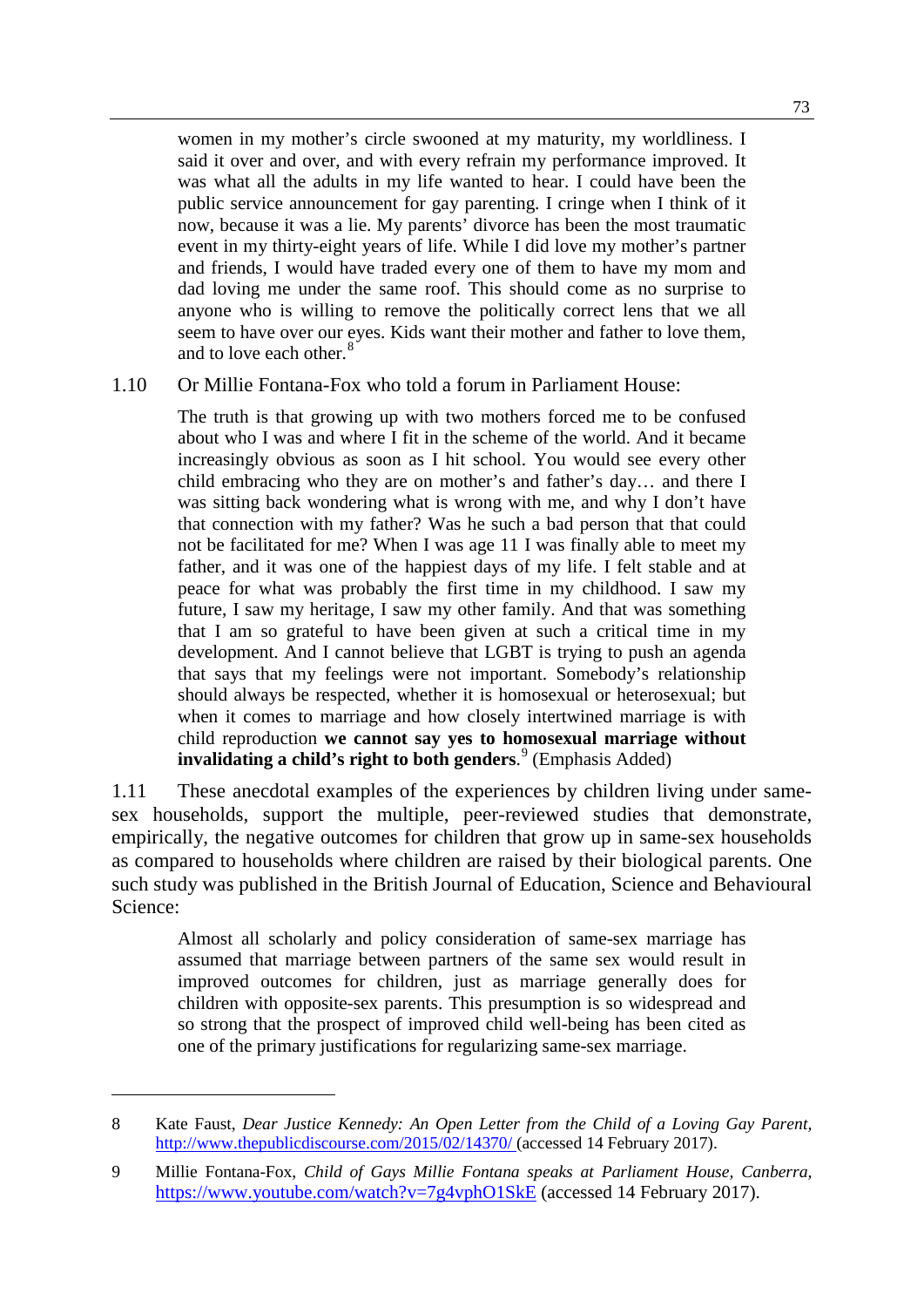women in my mother's circle swooned at my maturity, my worldliness. I said it over and over, and with every refrain my performance improved. It was what all the adults in my life wanted to hear. I could have been the public service announcement for gay parenting. I cringe when I think of it now, because it was a lie. My parents' divorce has been the most traumatic event in my thirty-eight years of life. While I did love my mother's partner and friends, I would have traded every one of them to have my mom and dad loving me under the same roof. This should come as no surprise to anyone who is willing to remove the politically correct lens that we all seem to have over our eyes. Kids want their mother and father to love them, and to love each other.[8]

1.10 Or Millie Fontana-Fox who told a forum in Parliament House:

> The truth is that growing up with two mothers forced me to be confused about who I was and where I fit in the scheme of the world. And it became increasingly obvious as soon as I hit school. You would see every other child embracing who they are on mother's and father's day… and there I was sitting back wondering what is wrong with me, and why I don't have that connection with my father? Was he such a bad person that that could not be facilitated for me? When I was age 11 I was finally able to meet my father, and it was one of the happiest days of my life. I felt stable and at peace for what was probably the first time in my childhood. I saw my future, I saw my heritage, I saw my other family. And that was something that I am so grateful to have been given at such a critical time in my development. And I cannot believe that LGBT is trying to push an agenda that says that my feelings were not important. Somebody's relationship should always be respected, whether it is homosexual or heterosexual; but when it comes to marriage and how closely intertwined marriage is with child reproduction **we cannot say yes to homosexual marriage without invalidating a child's right to both genders**.[9] (Emphasis Added)

1.11 These anecdotal examples of the experiences by children living under same-sex households, support the multiple, peer-reviewed studies that demonstrate, empirically, the negative outcomes for children that grow up in same-sex households as compared to households where children are raised by their biological parents. One such study was published in the British Journal of Education, Science and Behavioural Science:

> Almost all scholarly and policy consideration of same-sex marriage has assumed that marriage between partners of the same sex would result in improved outcomes for children, just as marriage generally does for children with opposite-sex parents. This presumption is so widespread and so strong that the prospect of improved child well-being has been cited as one of the primary justifications for regularizing same-sex marriage.

---

8 Kate Faust, *Dear Justice Kennedy: An Open Letter from the Child of a Loving Gay Parent*, http://www.thepublicdiscourse.com/2015/02/14370/ (accessed 14 February 2017).

9 Millie Fontana-Fox, *Child of Gays Millie Fontana speaks at Parliament House, Canberra*, https://www.youtube.com/watch?v=7g4vphO1SkE (accessed 14 February 2017).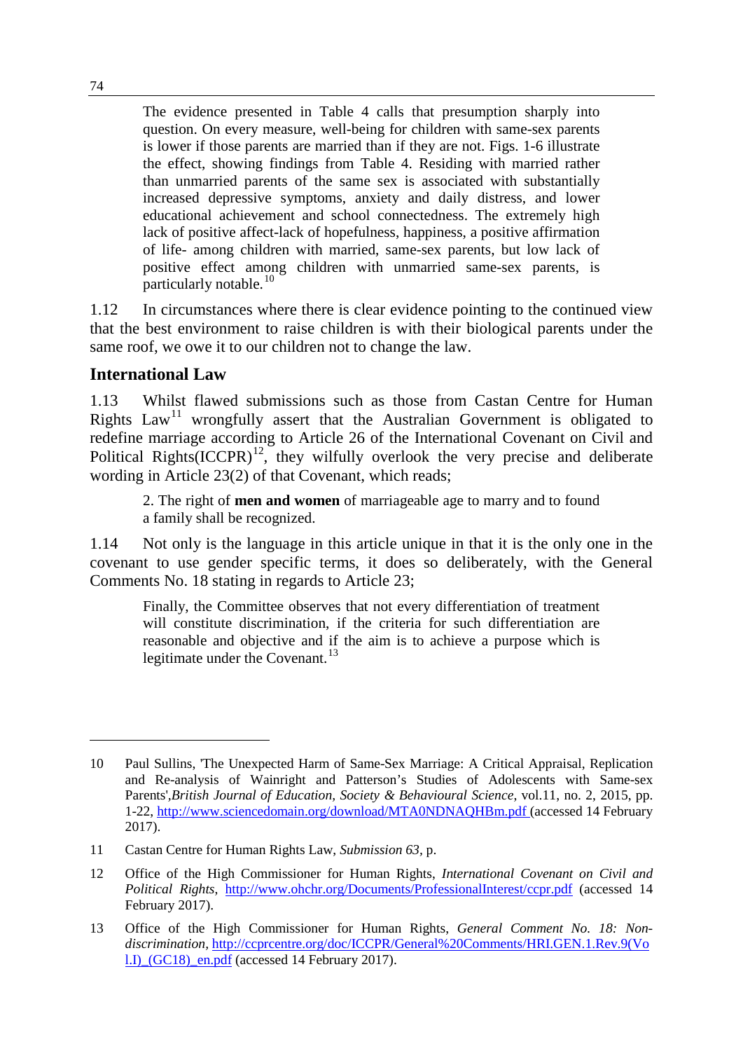> The evidence presented in Table 4 calls that presumption sharply into question. On every measure, well-being for children with same-sex parents is lower if those parents are married than if they are not. Figs. 1-6 illustrate the effect, showing findings from Table 4. Residing with married rather than unmarried parents of the same sex is associated with substantially increased depressive symptoms, anxiety and daily distress, and lower educational achievement and school connectedness. The extremely high lack of positive affect-lack of hopefulness, happiness, a positive affirmation of life- among children with married, same-sex parents, but low lack of positive effect among children with unmarried same-sex parents, is particularly notable.[10]

1.12 In circumstances where there is clear evidence pointing to the continued view that the best environment to raise children is with their biological parents under the same roof, we owe it to our children not to change the law.

## International Law

1.13 Whilst flawed submissions such as those from Castan Centre for Human Rights Law[11] wrongfully assert that the Australian Government is obligated to redefine marriage according to Article 26 of the International Covenant on Civil and Political Rights(ICCPR)[12], they wilfully overlook the very precise and deliberate wording in Article 23(2) of that Covenant, which reads;

> 2. The right of **men and women** of marriageable age to marry and to found a family shall be recognized.

1.14 Not only is the language in this article unique in that it is the only one in the covenant to use gender specific terms, it does so deliberately, with the General Comments No. 18 stating in regards to Article 23;

> Finally, the Committee observes that not every differentiation of treatment will constitute discrimination, if the criteria for such differentiation are reasonable and objective and if the aim is to achieve a purpose which is legitimate under the Covenant.[13]

---

10 Paul Sullins, 'The Unexpected Harm of Same-Sex Marriage: A Critical Appraisal, Replication and Re-analysis of Wainright and Patterson's Studies of Adolescents with Same-sex Parents',*British Journal of Education, Society & Behavioural Science*, vol.11, no. 2, 2015, pp. 1-22, http://www.sciencedomain.org/download/MTA0NDNAQHBm.pdf (accessed 14 February 2017).

11 Castan Centre for Human Rights Law, *Submission 63*, p.

12 Office of the High Commissioner for Human Rights, *International Covenant on Civil and Political Rights*, http://www.ohchr.org/Documents/ProfessionalInterest/ccpr.pdf (accessed 14 February 2017).

13 Office of the High Commissioner for Human Rights, *General Comment No. 18: Non-discrimination*, http://ccprcentre.org/doc/ICCPR/General%20Comments/HRI.GEN.1.Rev.9(Vol.I)_(GC18)_en.pdf (accessed 14 February 2017).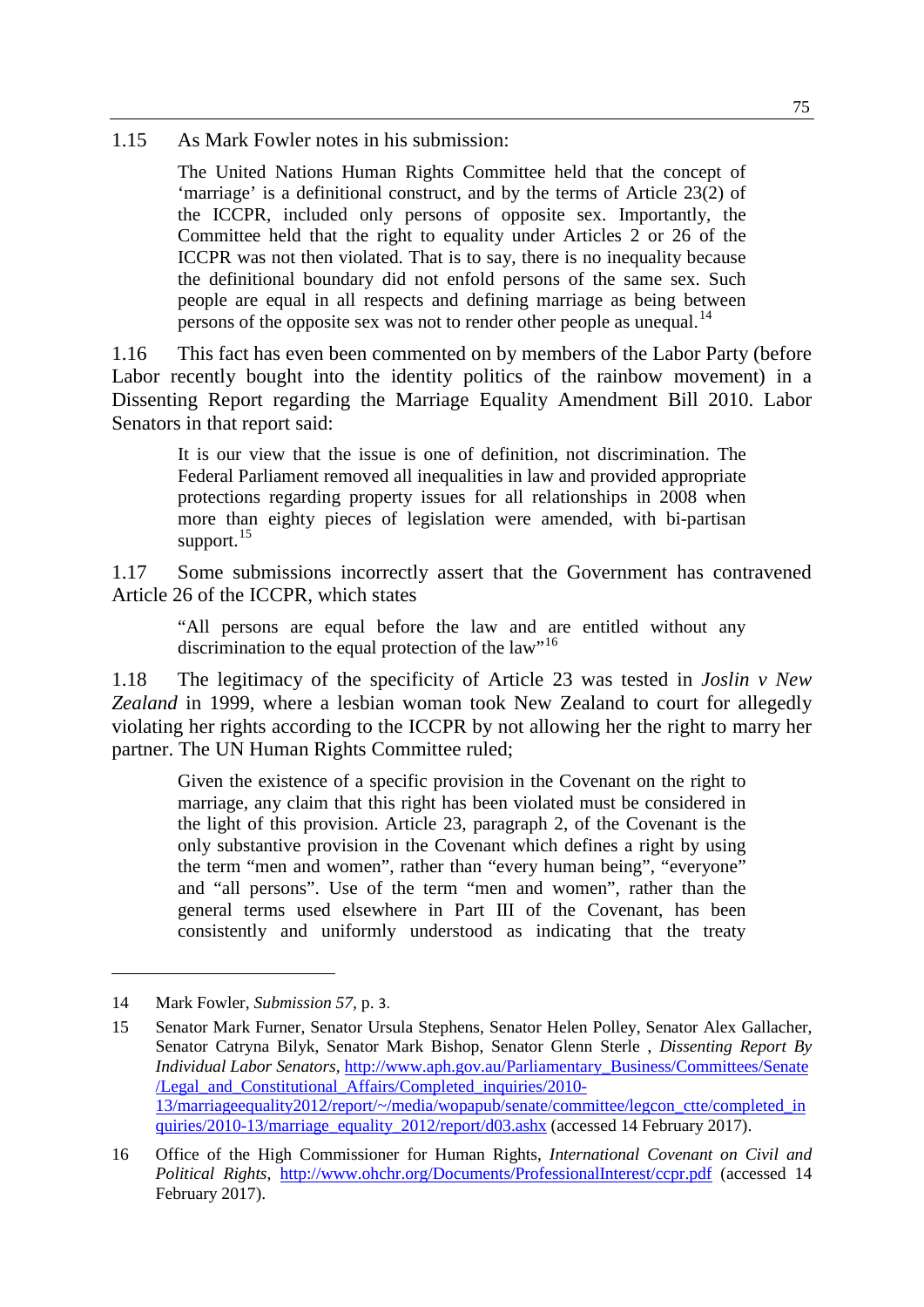1.15 As Mark Fowler notes in his submission:

> The United Nations Human Rights Committee held that the concept of 'marriage' is a definitional construct, and by the terms of Article 23(2) of the ICCPR, included only persons of opposite sex. Importantly, the Committee held that the right to equality under Articles 2 or 26 of the ICCPR was not then violated. That is to say, there is no inequality because the definitional boundary did not enfold persons of the same sex. Such people are equal in all respects and defining marriage as being between persons of the opposite sex was not to render other people as unequal.[14]

1.16 This fact has even been commented on by members of the Labor Party (before Labor recently bought into the identity politics of the rainbow movement) in a Dissenting Report regarding the Marriage Equality Amendment Bill 2010. Labor Senators in that report said:

> It is our view that the issue is one of definition, not discrimination. The Federal Parliament removed all inequalities in law and provided appropriate protections regarding property issues for all relationships in 2008 when more than eighty pieces of legislation were amended, with bi-partisan support.[15]

1.17 Some submissions incorrectly assert that the Government has contravened Article 26 of the ICCPR, which states

> "All persons are equal before the law and are entitled without any discrimination to the equal protection of the law"[16]

1.18 The legitimacy of the specificity of Article 23 was tested in *Joslin v New Zealand* in 1999, where a lesbian woman took New Zealand to court for allegedly violating her rights according to the ICCPR by not allowing her the right to marry her partner. The UN Human Rights Committee ruled;

> Given the existence of a specific provision in the Covenant on the right to marriage, any claim that this right has been violated must be considered in the light of this provision. Article 23, paragraph 2, of the Covenant is the only substantive provision in the Covenant which defines a right by using the term "men and women", rather than "every human being", "everyone" and "all persons". Use of the term "men and women", rather than the general terms used elsewhere in Part III of the Covenant, has been consistently and uniformly understood as indicating that the treaty

---

14 Mark Fowler, *Submission 57*, p. 3.

15 Senator Mark Furner, Senator Ursula Stephens, Senator Helen Polley, Senator Alex Gallacher, Senator Catryna Bilyk, Senator Mark Bishop, Senator Glenn Sterle , *Dissenting Report By Individual Labor Senators*, http://www.aph.gov.au/Parliamentary_Business/Committees/Senate/Legal_and_Constitutional_Affairs/Completed_inquiries/2010-13/marriageequality2012/report/~/media/wopapub/senate/committee/legcon_ctte/completed_inquiries/2010-13/marriage_equality_2012/report/d03.ashx (accessed 14 February 2017).

16 Office of the High Commissioner for Human Rights, *International Covenant on Civil and Political Rights*, http://www.ohchr.org/Documents/ProfessionalInterest/ccpr.pdf (accessed 14 February 2017).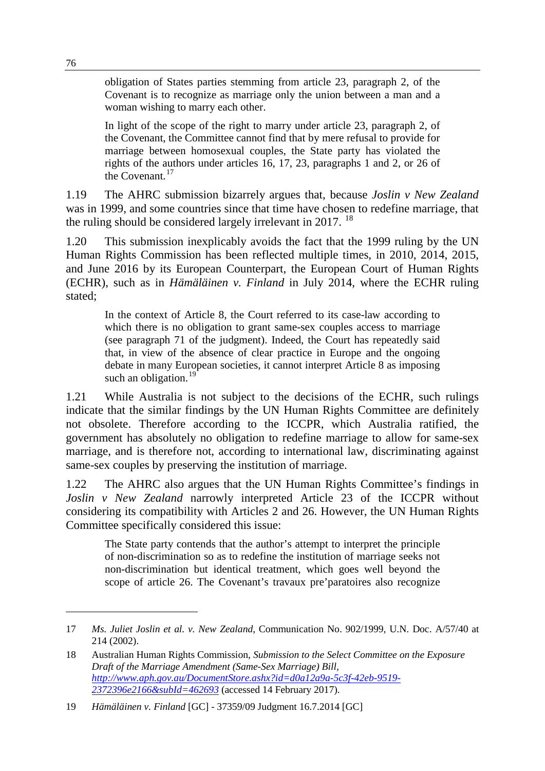> obligation of States parties stemming from article 23, paragraph 2, of the Covenant is to recognize as marriage only the union between a man and a woman wishing to marry each other.
>
> In light of the scope of the right to marry under article 23, paragraph 2, of the Covenant, the Committee cannot find that by mere refusal to provide for marriage between homosexual couples, the State party has violated the rights of the authors under articles 16, 17, 23, paragraphs 1 and 2, or 26 of the Covenant.[17]

1.19 The AHRC submission bizarrely argues that, because *Joslin v New Zealand* was in 1999, and some countries since that time have chosen to redefine marriage, that the ruling should be considered largely irrelevant in 2017. [18]

1.20 This submission inexplicably avoids the fact that the 1999 ruling by the UN Human Rights Commission has been reflected multiple times, in 2010, 2014, 2015, and June 2016 by its European Counterpart, the European Court of Human Rights (ECHR), such as in *Hämäläinen v. Finland* in July 2014, where the ECHR ruling stated;

> In the context of Article 8, the Court referred to its case-law according to which there is no obligation to grant same-sex couples access to marriage (see paragraph 71 of the judgment). Indeed, the Court has repeatedly said that, in view of the absence of clear practice in Europe and the ongoing debate in many European societies, it cannot interpret Article 8 as imposing such an obligation.[19]

1.21 While Australia is not subject to the decisions of the ECHR, such rulings indicate that the similar findings by the UN Human Rights Committee are definitely not obsolete. Therefore according to the ICCPR, which Australia ratified, the government has absolutely no obligation to redefine marriage to allow for same-sex marriage, and is therefore not, according to international law, discriminating against same-sex couples by preserving the institution of marriage.

1.22 The AHRC also argues that the UN Human Rights Committee's findings in *Joslin v New Zealand* narrowly interpreted Article 23 of the ICCPR without considering its compatibility with Articles 2 and 26. However, the UN Human Rights Committee specifically considered this issue:

> The State party contends that the author's attempt to interpret the principle of non-discrimination so as to redefine the institution of marriage seeks not non-discrimination but identical treatment, which goes well beyond the scope of article 26. The Covenant's travaux pre'paratoires also recognize

---

17 *Ms. Juliet Joslin et al. v. New Zealand*, Communication No. 902/1999, U.N. Doc. A/57/40 at 214 (2002).

18 Australian Human Rights Commission, *Submission to the Select Committee on the Exposure Draft of the Marriage Amendment (Same-Sex Marriage) Bill*, *http://www.aph.gov.au/DocumentStore.ashx?id=d0a12a9a-5c3f-42eb-9519-2372396e2166&subId=462693* (accessed 14 February 2017).

19 *Hämäläinen v. Finland* [GC] - 37359/09 Judgment 16.7.2014 [GC]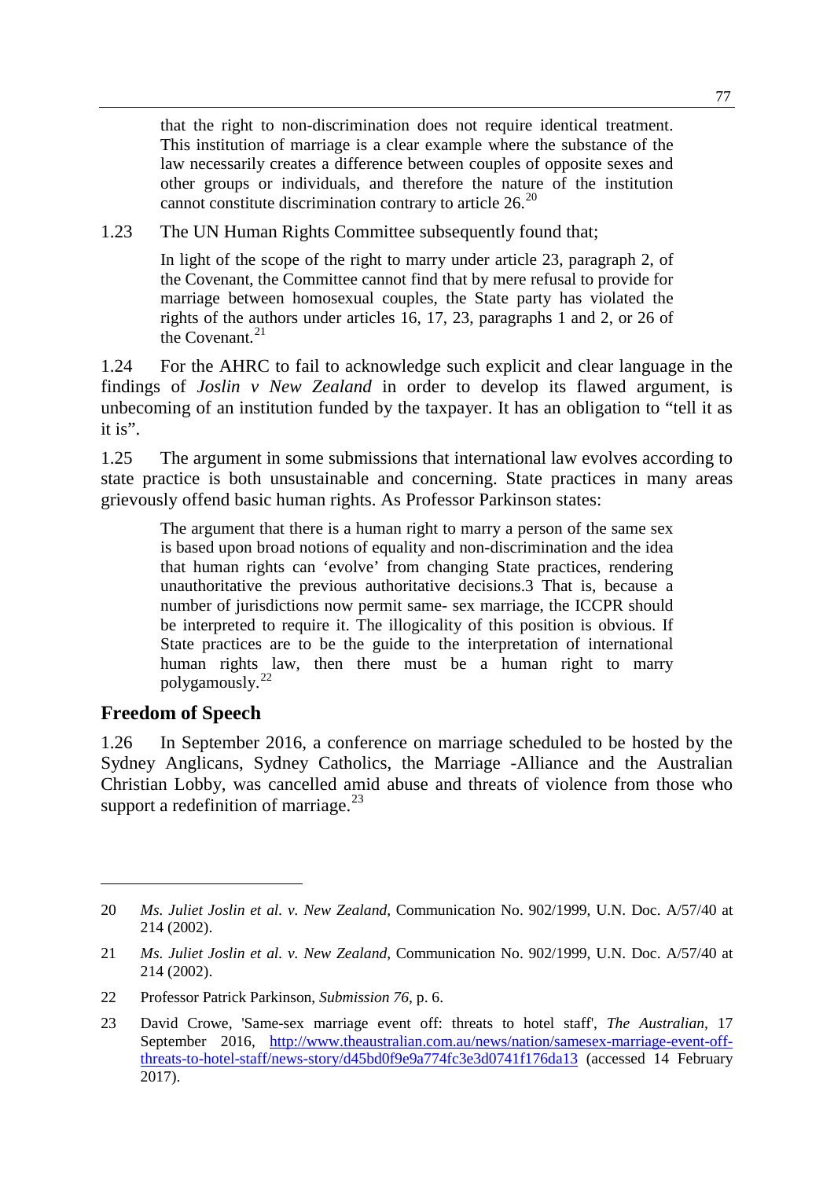> that the right to non-discrimination does not require identical treatment. This institution of marriage is a clear example where the substance of the law necessarily creates a difference between couples of opposite sexes and other groups or individuals, and therefore the nature of the institution cannot constitute discrimination contrary to article 26.[20]

1.23 The UN Human Rights Committee subsequently found that;

> In light of the scope of the right to marry under article 23, paragraph 2, of the Covenant, the Committee cannot find that by mere refusal to provide for marriage between homosexual couples, the State party has violated the rights of the authors under articles 16, 17, 23, paragraphs 1 and 2, or 26 of the Covenant.[21]

1.24 For the AHRC to fail to acknowledge such explicit and clear language in the findings of *Joslin v New Zealand* in order to develop its flawed argument, is unbecoming of an institution funded by the taxpayer. It has an obligation to "tell it as it is".

1.25 The argument in some submissions that international law evolves according to state practice is both unsustainable and concerning. State practices in many areas grievously offend basic human rights. As Professor Parkinson states:

> The argument that there is a human right to marry a person of the same sex is based upon broad notions of equality and non-discrimination and the idea that human rights can 'evolve' from changing State practices, rendering unauthoritative the previous authoritative decisions.3 That is, because a number of jurisdictions now permit same- sex marriage, the ICCPR should be interpreted to require it. The illogicality of this position is obvious. If State practices are to be the guide to the interpretation of international human rights law, then there must be a human right to marry polygamously.[22]

## Freedom of Speech

1.26 In September 2016, a conference on marriage scheduled to be hosted by the Sydney Anglicans, Sydney Catholics, the Marriage -Alliance and the Australian Christian Lobby, was cancelled amid abuse and threats of violence from those who support a redefinition of marriage.[23]

---

20 *Ms. Juliet Joslin et al. v. New Zealand*, Communication No. 902/1999, U.N. Doc. A/57/40 at 214 (2002).

21 *Ms. Juliet Joslin et al. v. New Zealand*, Communication No. 902/1999, U.N. Doc. A/57/40 at 214 (2002).

22 Professor Patrick Parkinson, *Submission 76*, p. 6.

23 David Crowe, 'Same-sex marriage event off: threats to hotel staff', *The Australian*, 17 September 2016, http://www.theaustralian.com.au/news/nation/samesex-marriage-event-off-threats-to-hotel-staff/news-story/d45bd0f9e9a774fc3e3d0741f176da13 (accessed 14 February 2017).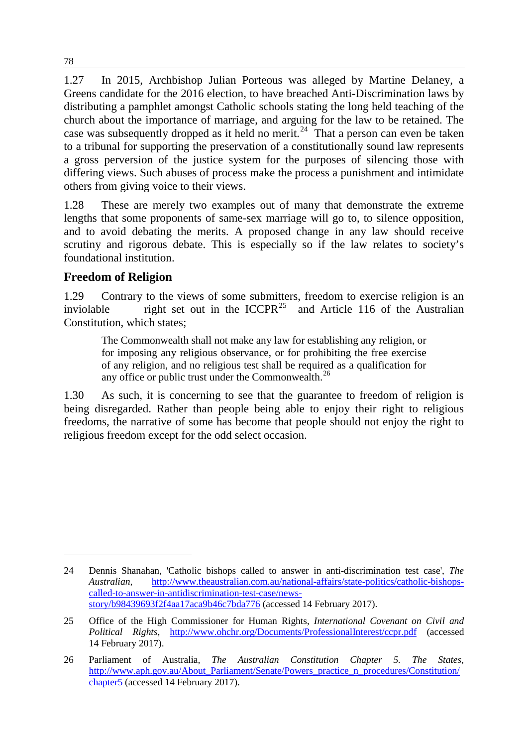1.27 In 2015, Archbishop Julian Porteous was alleged by Martine Delaney, a Greens candidate for the 2016 election, to have breached Anti-Discrimination laws by distributing a pamphlet amongst Catholic schools stating the long held teaching of the church about the importance of marriage, and arguing for the law to be retained. The case was subsequently dropped as it held no merit.[24] That a person can even be taken to a tribunal for supporting the preservation of a constitutionally sound law represents a gross perversion of the justice system for the purposes of silencing those with differing views. Such abuses of process make the process a punishment and intimidate others from giving voice to their views.

1.28 These are merely two examples out of many that demonstrate the extreme lengths that some proponents of same-sex marriage will go to, to silence opposition, and to avoid debating the merits. A proposed change in any law should receive scrutiny and rigorous debate. This is especially so if the law relates to society's foundational institution.

## Freedom of Religion

1.29 Contrary to the views of some submitters, freedom to exercise religion is an inviolable right set out in the ICCPR[25] and Article 116 of the Australian Constitution, which states;

> The Commonwealth shall not make any law for establishing any religion, or for imposing any religious observance, or for prohibiting the free exercise of any religion, and no religious test shall be required as a qualification for any office or public trust under the Commonwealth.[26]

1.30 As such, it is concerning to see that the guarantee to freedom of religion is being disregarded. Rather than people being able to enjoy their right to religious freedoms, the narrative of some has become that people should not enjoy the right to religious freedom except for the odd select occasion.

---

24 Dennis Shanahan, 'Catholic bishops called to answer in anti-discrimination test case', *The Australian*, http://www.theaustralian.com.au/national-affairs/state-politics/catholic-bishops-called-to-answer-in-antidiscrimination-test-case/news-story/b98439693f2f4aa17aca9b46c7bda776 (accessed 14 February 2017).

25 Office of the High Commissioner for Human Rights, *International Covenant on Civil and Political Rights*, http://www.ohchr.org/Documents/ProfessionalInterest/ccpr.pdf (accessed 14 February 2017).

26 Parliament of Australia, *The Australian Constitution Chapter 5. The States*, http://www.aph.gov.au/About_Parliament/Senate/Powers_practice_n_procedures/Constitution/chapter5 (accessed 14 February 2017).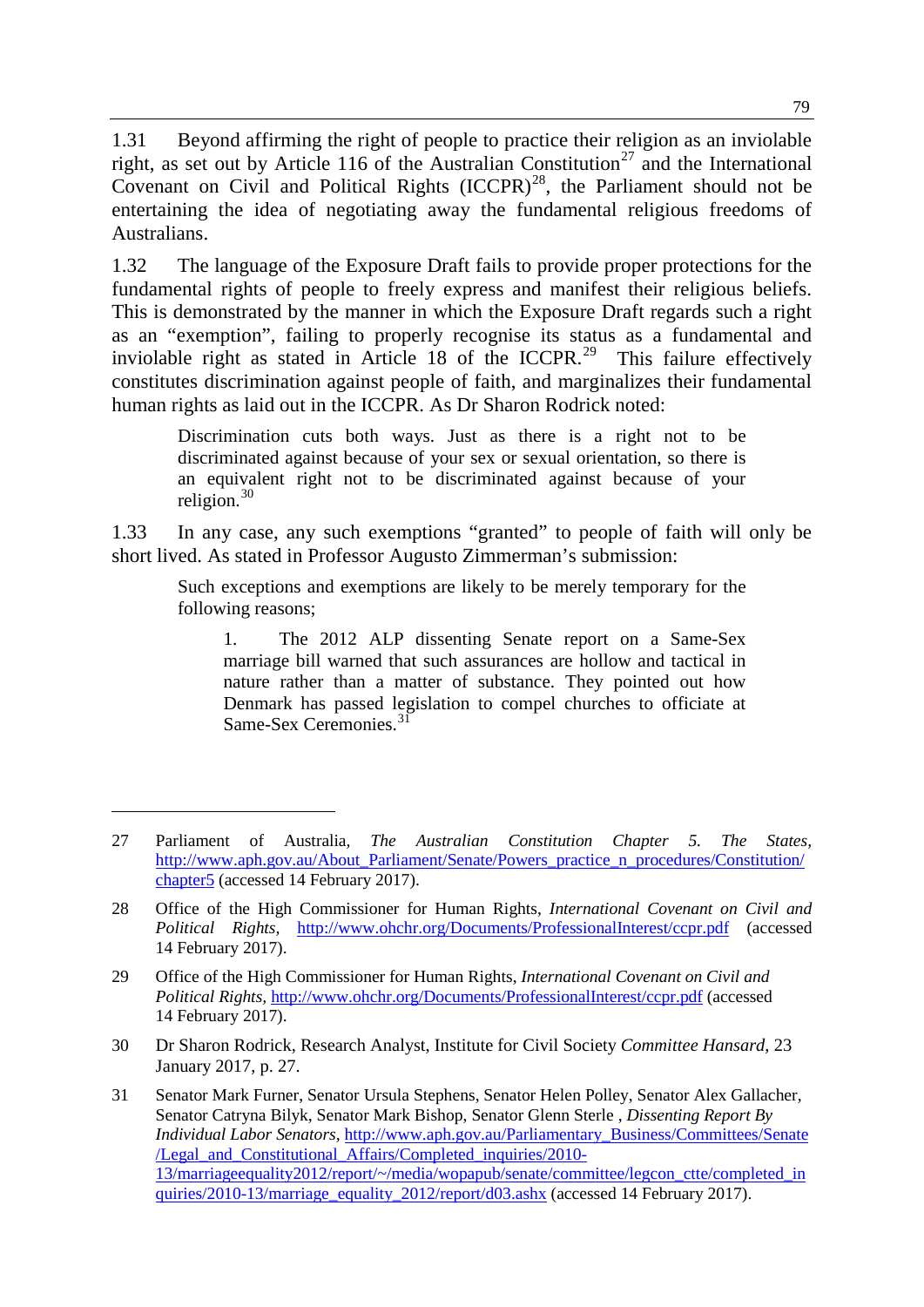1.31 Beyond affirming the right of people to practice their religion as an inviolable right, as set out by Article 116 of the Australian Constitution[27] and the International Covenant on Civil and Political Rights (ICCPR)[28], the Parliament should not be entertaining the idea of negotiating away the fundamental religious freedoms of Australians.

1.32 The language of the Exposure Draft fails to provide proper protections for the fundamental rights of people to freely express and manifest their religious beliefs. This is demonstrated by the manner in which the Exposure Draft regards such a right as an "exemption", failing to properly recognise its status as a fundamental and inviolable right as stated in Article 18 of the ICCPR.[29] This failure effectively constitutes discrimination against people of faith, and marginalizes their fundamental human rights as laid out in the ICCPR. As Dr Sharon Rodrick noted:

> Discrimination cuts both ways. Just as there is a right not to be discriminated against because of your sex or sexual orientation, so there is an equivalent right not to be discriminated against because of your religion.[30]

1.33 In any case, any such exemptions "granted" to people of faith will only be short lived. As stated in Professor Augusto Zimmerman's submission:

> Such exceptions and exemptions are likely to be merely temporary for the following reasons;
>
> > 1. The 2012 ALP dissenting Senate report on a Same-Sex marriage bill warned that such assurances are hollow and tactical in nature rather than a matter of substance. They pointed out how Denmark has passed legislation to compel churches to officiate at Same-Sex Ceremonies.[31]

---

27 Parliament of Australia, *The Australian Constitution Chapter 5. The States*, http://www.aph.gov.au/About_Parliament/Senate/Powers_practice_n_procedures/Constitution/chapter5 (accessed 14 February 2017).

28 Office of the High Commissioner for Human Rights, *International Covenant on Civil and Political Rights*, http://www.ohchr.org/Documents/ProfessionalInterest/ccpr.pdf (accessed 14 February 2017).

29 Office of the High Commissioner for Human Rights, *International Covenant on Civil and Political Rights*, http://www.ohchr.org/Documents/ProfessionalInterest/ccpr.pdf (accessed 14 February 2017).

30 Dr Sharon Rodrick, Research Analyst, Institute for Civil Society *Committee Hansard*, 23 January 2017, p. 27.

31 Senator Mark Furner, Senator Ursula Stephens, Senator Helen Polley, Senator Alex Gallacher, Senator Catryna Bilyk, Senator Mark Bishop, Senator Glenn Sterle , *Dissenting Report By Individual Labor Senators*, http://www.aph.gov.au/Parliamentary_Business/Committees/Senate/Legal_and_Constitutional_Affairs/Completed_inquiries/2010-13/marriageequality2012/report/~/media/wopapub/senate/committee/legcon_ctte/completed_inquiries/2010-13/marriage_equality_2012/report/d03.ashx (accessed 14 February 2017).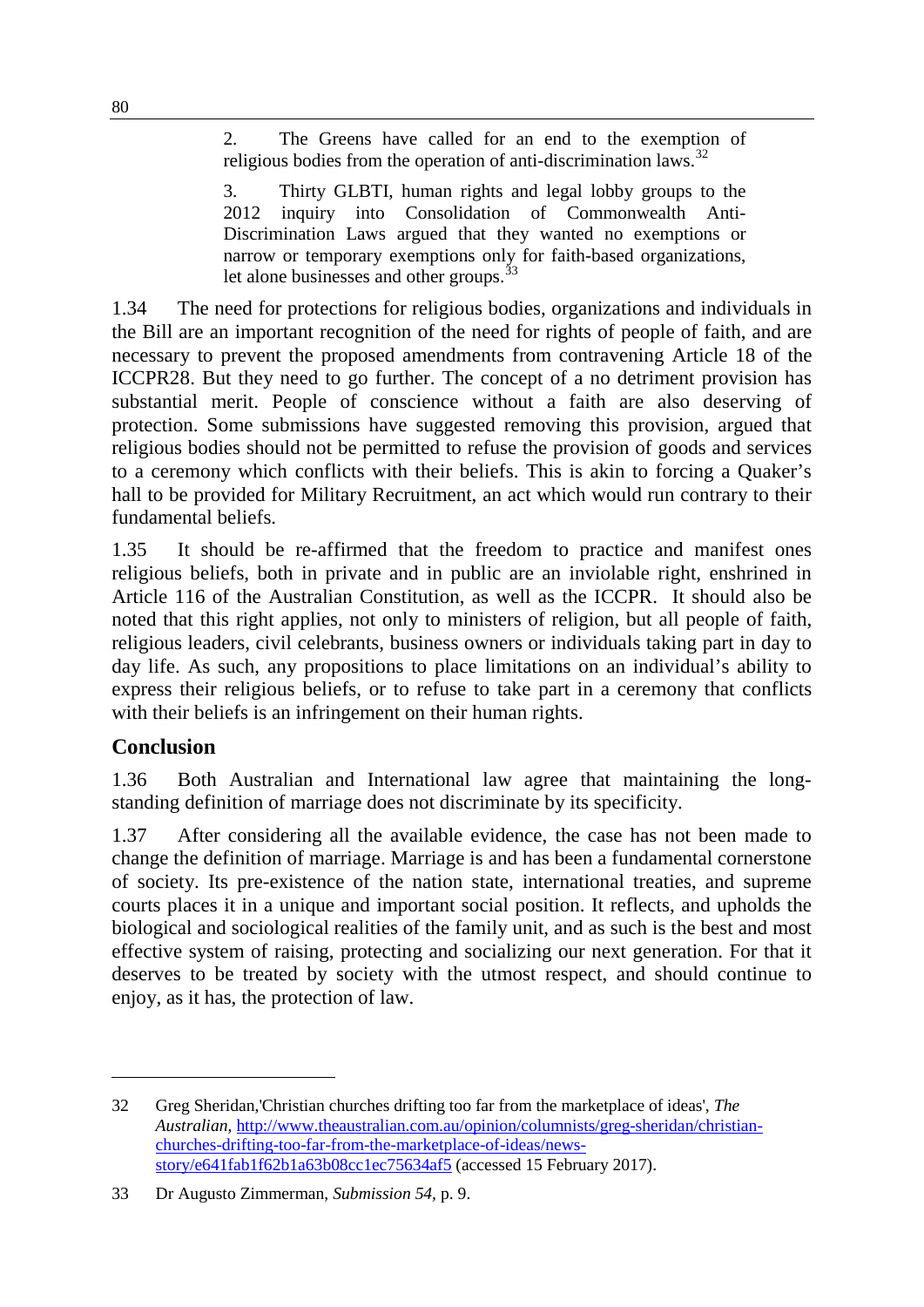2. The Greens have called for an end to the exemption of religious bodies from the operation of anti-discrimination laws.[32]

3. Thirty GLBTI, human rights and legal lobby groups to the 2012 inquiry into Consolidation of Commonwealth Anti-Discrimination Laws argued that they wanted no exemptions or narrow or temporary exemptions only for faith-based organizations, let alone businesses and other groups.[33]

1.34 The need for protections for religious bodies, organizations and individuals in the Bill are an important recognition of the need for rights of people of faith, and are necessary to prevent the proposed amendments from contravening Article 18 of the ICCPR28. But they need to go further. The concept of a no detriment provision has substantial merit. People of conscience without a faith are also deserving of protection. Some submissions have suggested removing this provision, argued that religious bodies should not be permitted to refuse the provision of goods and services to a ceremony which conflicts with their beliefs. This is akin to forcing a Quaker's hall to be provided for Military Recruitment, an act which would run contrary to their fundamental beliefs.

1.35 It should be re-affirmed that the freedom to practice and manifest ones religious beliefs, both in private and in public are an inviolable right, enshrined in Article 116 of the Australian Constitution, as well as the ICCPR. It should also be noted that this right applies, not only to ministers of religion, but all people of faith, religious leaders, civil celebrants, business owners or individuals taking part in day to day life. As such, any propositions to place limitations on an individual's ability to express their religious beliefs, or to refuse to take part in a ceremony that conflicts with their beliefs is an infringement on their human rights.

## Conclusion

1.36 Both Australian and International law agree that maintaining the long-standing definition of marriage does not discriminate by its specificity.

1.37 After considering all the available evidence, the case has not been made to change the definition of marriage. Marriage is and has been a fundamental cornerstone of society. Its pre-existence of the nation state, international treaties, and supreme courts places it in a unique and important social position. It reflects, and upholds the biological and sociological realities of the family unit, and as such is the best and most effective system of raising, protecting and socializing our next generation. For that it deserves to be treated by society with the utmost respect, and should continue to enjoy, as it has, the protection of law.

---

32 Greg Sheridan,'Christian churches drifting too far from the marketplace of ideas', *The Australian*, http://www.theaustralian.com.au/opinion/columnists/greg-sheridan/christian-churches-drifting-too-far-from-the-marketplace-of-ideas/news-story/e641fab1f62b1a63b08cc1ec75634af5 (accessed 15 February 2017).

33 Dr Augusto Zimmerman, *Submission 54*, p. 9.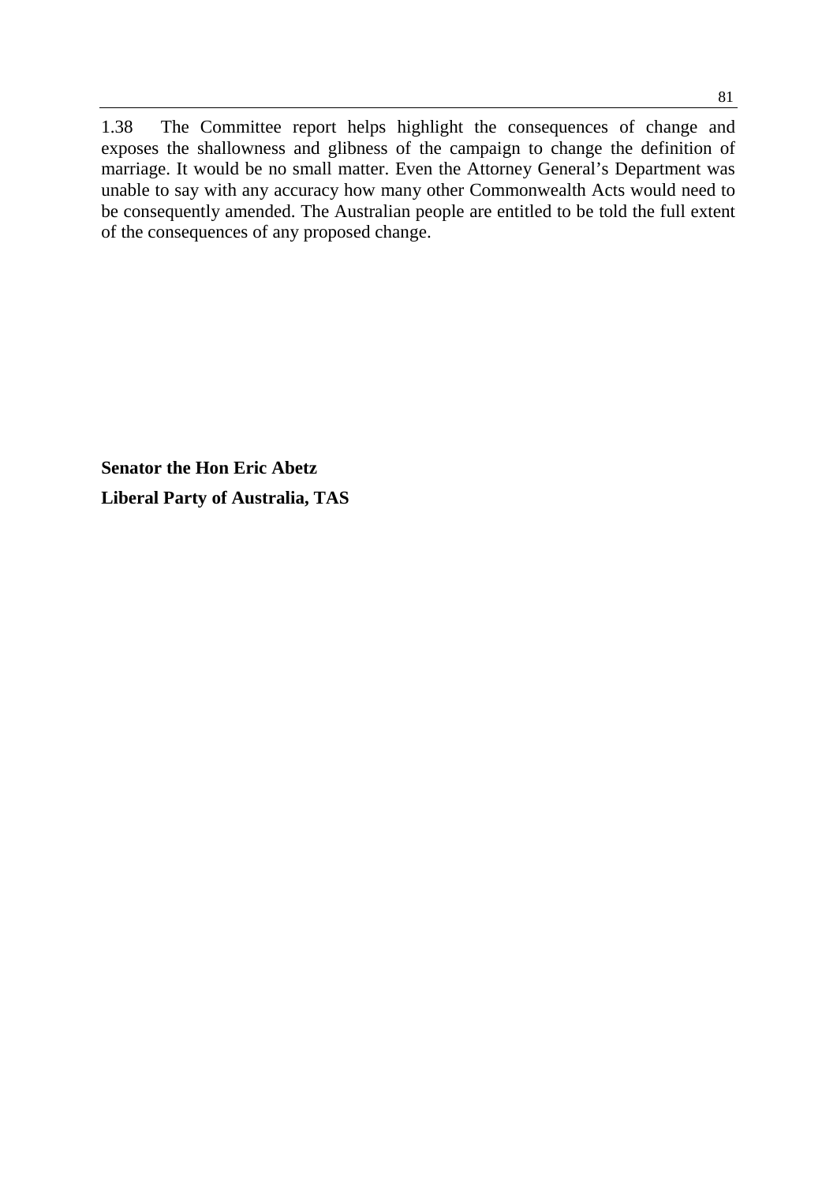1.38 The Committee report helps highlight the consequences of change and exposes the shallowness and glibness of the campaign to change the definition of marriage. It would be no small matter. Even the Attorney General's Department was unable to say with any accuracy how many other Commonwealth Acts would need to be consequently amended. The Australian people are entitled to be told the full extent of the consequences of any proposed change.

**Senator the Hon Eric Abetz**

**Liberal Party of Australia, TAS**